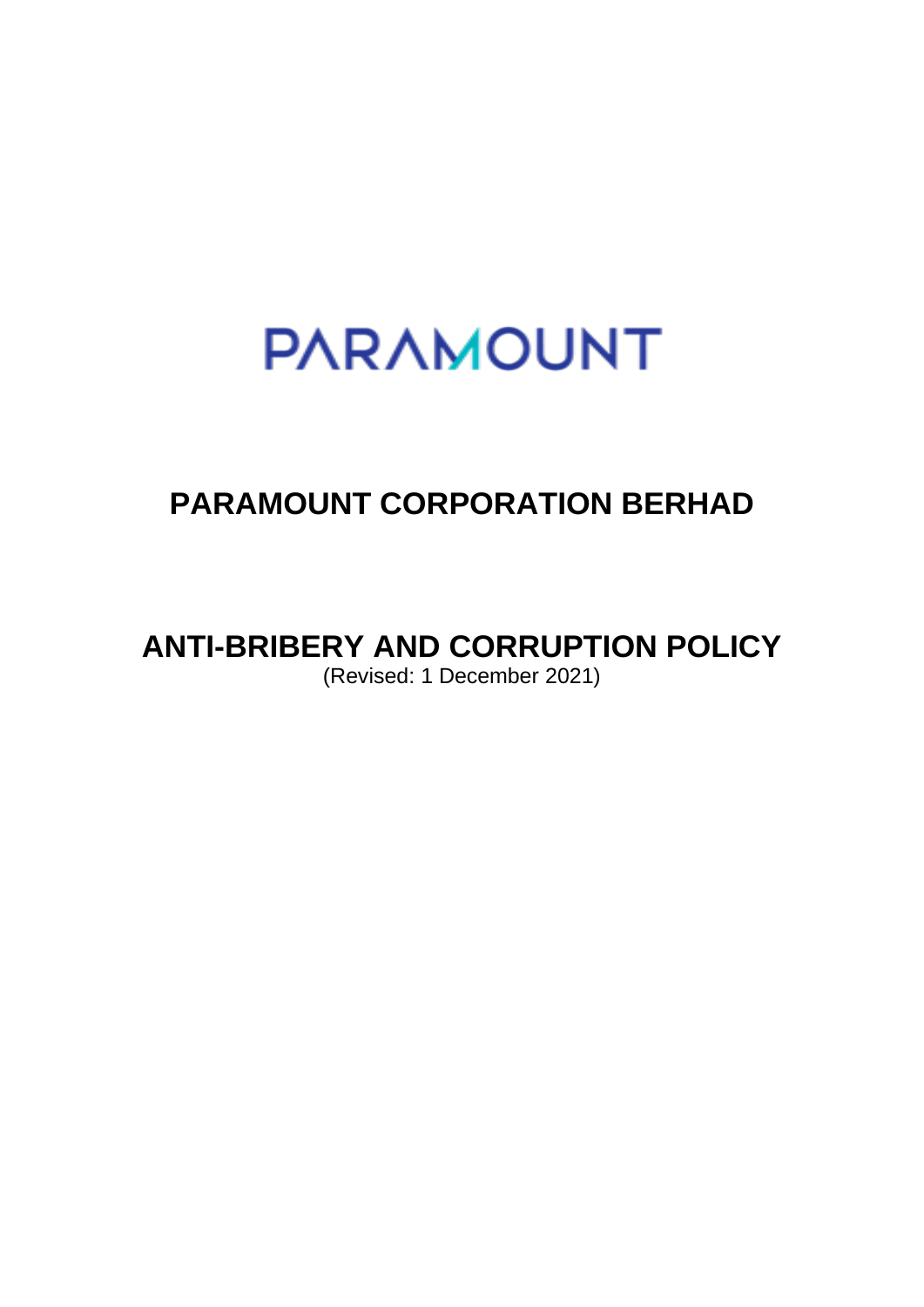PARAMOUNT

# PARAMOUNT CORPORATION BERHAD

# ANTI-BRIBERY AND CORRUPTION POLICY

(Revised: 1 December 2021)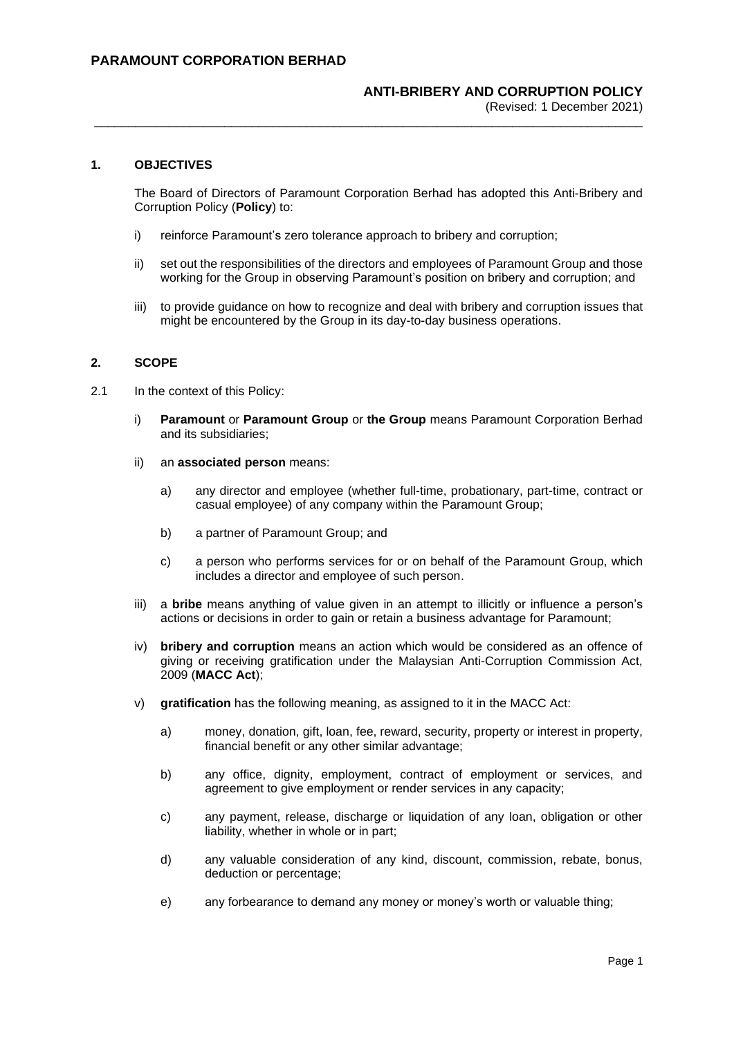# PARAMOUNT CORPORATION BERHAD

## ANTI-BRIBERY AND CORRUPTION POLICY

(Revised: 1 December 2021)

---

### 1. OBJECTIVES

The Board of Directors of Paramount Corporation Berhad has adopted this Anti-Bribery and Corruption Policy (**Policy**) to:

i) reinforce Paramount's zero tolerance approach to bribery and corruption;

ii) set out the responsibilities of the directors and employees of Paramount Group and those working for the Group in observing Paramount's position on bribery and corruption; and

iii) to provide guidance on how to recognize and deal with bribery and corruption issues that might be encountered by the Group in its day-to-day business operations.

### 2. SCOPE

2.1 In the context of this Policy:

i) **Paramount** or **Paramount Group** or **the Group** means Paramount Corporation Berhad and its subsidiaries;

ii) an **associated person** means:

   a) any director and employee (whether full-time, probationary, part-time, contract or casual employee) of any company within the Paramount Group;

   b) a partner of Paramount Group; and

   c) a person who performs services for or on behalf of the Paramount Group, which includes a director and employee of such person.

iii) a **bribe** means anything of value given in an attempt to illicitly or influence a person's actions or decisions in order to gain or retain a business advantage for Paramount;

iv) **bribery and corruption** means an action which would be considered as an offence of giving or receiving gratification under the Malaysian Anti-Corruption Commission Act, 2009 (**MACC Act**);

v) **gratification** has the following meaning, as assigned to it in the MACC Act:

   a) money, donation, gift, loan, fee, reward, security, property or interest in property, financial benefit or any other similar advantage;

   b) any office, dignity, employment, contract of employment or services, and agreement to give employment or render services in any capacity;

   c) any payment, release, discharge or liquidation of any loan, obligation or other liability, whether in whole or in part;

   d) any valuable consideration of any kind, discount, commission, rebate, bonus, deduction or percentage;

   e) any forbearance to demand any money or money's worth or valuable thing;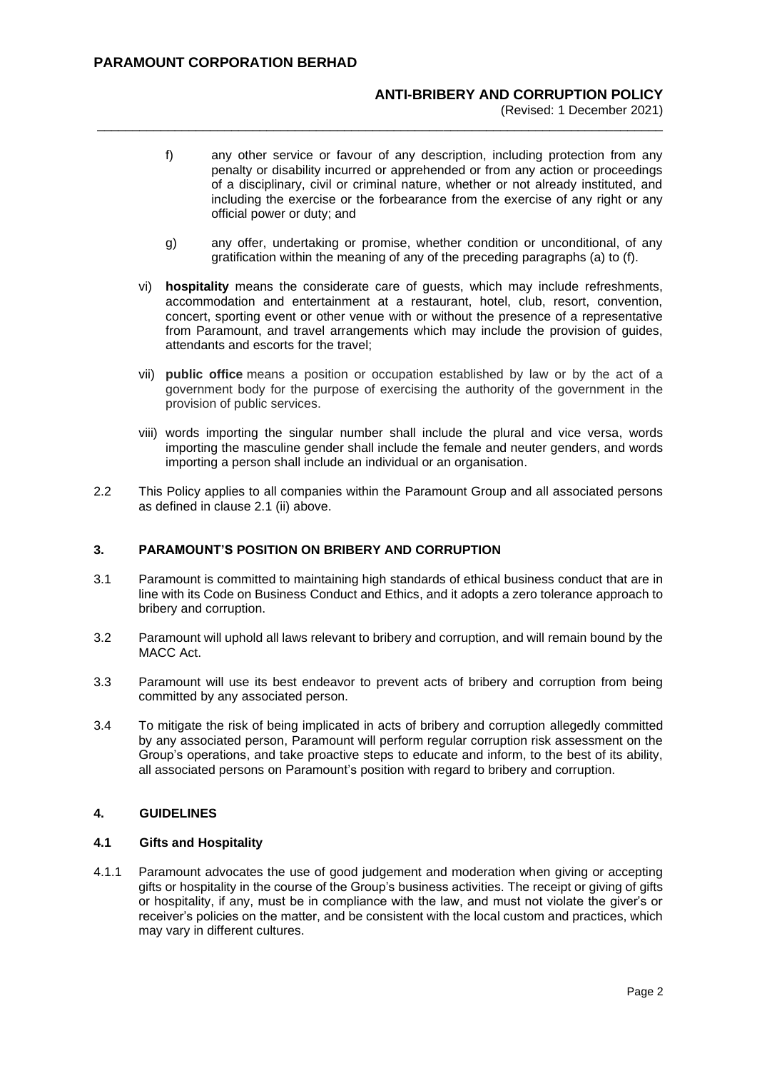f) any other service or favour of any description, including protection from any penalty or disability incurred or apprehended or from any action or proceedings of a disciplinary, civil or criminal nature, whether or not already instituted, and including the exercise or the forbearance from the exercise of any right or any official power or duty; and

g) any offer, undertaking or promise, whether condition or unconditional, of any gratification within the meaning of any of the preceding paragraphs (a) to (f).

vi) **hospitality** means the considerate care of guests, which may include refreshments, accommodation and entertainment at a restaurant, hotel, club, resort, convention, concert, sporting event or other venue with or without the presence of a representative from Paramount, and travel arrangements which may include the provision of guides, attendants and escorts for the travel;

vii) **public office** means a position or occupation established by law or by the act of a government body for the purpose of exercising the authority of the government in the provision of public services.

viii) words importing the singular number shall include the plural and vice versa, words importing the masculine gender shall include the female and neuter genders, and words importing a person shall include an individual or an organisation.

2.2 This Policy applies to all companies within the Paramount Group and all associated persons as defined in clause 2.1 (ii) above.

## 3. PARAMOUNT'S POSITION ON BRIBERY AND CORRUPTION

3.1 Paramount is committed to maintaining high standards of ethical business conduct that are in line with its Code on Business Conduct and Ethics, and it adopts a zero tolerance approach to bribery and corruption.

3.2 Paramount will uphold all laws relevant to bribery and corruption, and will remain bound by the MACC Act.

3.3 Paramount will use its best endeavor to prevent acts of bribery and corruption from being committed by any associated person.

3.4 To mitigate the risk of being implicated in acts of bribery and corruption allegedly committed by any associated person, Paramount will perform regular corruption risk assessment on the Group's operations, and take proactive steps to educate and inform, to the best of its ability, all associated persons on Paramount's position with regard to bribery and corruption.

## 4. GUIDELINES

### 4.1 Gifts and Hospitality

4.1.1 Paramount advocates the use of good judgement and moderation when giving or accepting gifts or hospitality in the course of the Group's business activities. The receipt or giving of gifts or hospitality, if any, must be in compliance with the law, and must not violate the giver's or receiver's policies on the matter, and be consistent with the local custom and practices, which may vary in different cultures.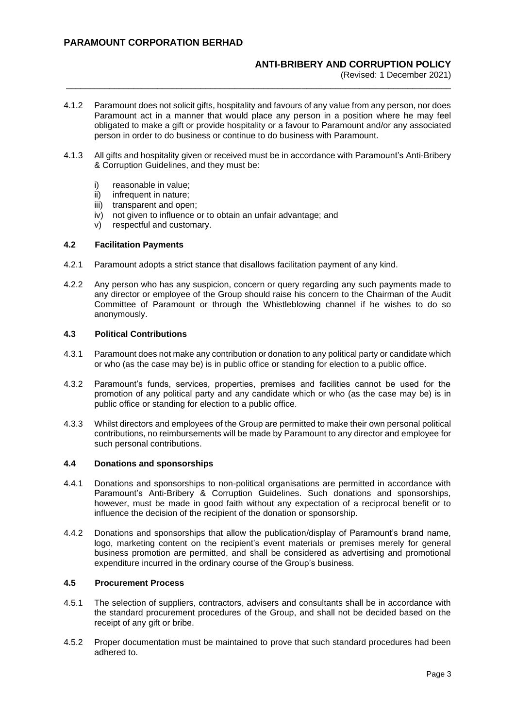4.1.2 Paramount does not solicit gifts, hospitality and favours of any value from any person, nor does Paramount act in a manner that would place any person in a position where he may feel obligated to make a gift or provide hospitality or a favour to Paramount and/or any associated person in order to do business or continue to do business with Paramount.

4.1.3 All gifts and hospitality given or received must be in accordance with Paramount's Anti-Bribery & Corruption Guidelines, and they must be:

i) reasonable in value;
ii) infrequent in nature;
iii) transparent and open;
iv) not given to influence or to obtain an unfair advantage; and
v) respectful and customary.

### 4.2 Facilitation Payments

4.2.1 Paramount adopts a strict stance that disallows facilitation payment of any kind.

4.2.2 Any person who has any suspicion, concern or query regarding any such payments made to any director or employee of the Group should raise his concern to the Chairman of the Audit Committee of Paramount or through the Whistleblowing channel if he wishes to do so anonymously.

### 4.3 Political Contributions

4.3.1 Paramount does not make any contribution or donation to any political party or candidate which or who (as the case may be) is in public office or standing for election to a public office.

4.3.2 Paramount's funds, services, properties, premises and facilities cannot be used for the promotion of any political party and any candidate which or who (as the case may be) is in public office or standing for election to a public office.

4.3.3 Whilst directors and employees of the Group are permitted to make their own personal political contributions, no reimbursements will be made by Paramount to any director and employee for such personal contributions.

### 4.4 Donations and sponsorships

4.4.1 Donations and sponsorships to non-political organisations are permitted in accordance with Paramount's Anti-Bribery & Corruption Guidelines. Such donations and sponsorships, however, must be made in good faith without any expectation of a reciprocal benefit or to influence the decision of the recipient of the donation or sponsorship.

4.4.2 Donations and sponsorships that allow the publication/display of Paramount's brand name, logo, marketing content on the recipient's event materials or premises merely for general business promotion are permitted, and shall be considered as advertising and promotional expenditure incurred in the ordinary course of the Group's business.

### 4.5 Procurement Process

4.5.1 The selection of suppliers, contractors, advisers and consultants shall be in accordance with the standard procurement procedures of the Group, and shall not be decided based on the receipt of any gift or bribe.

4.5.2 Proper documentation must be maintained to prove that such standard procedures had been adhered to.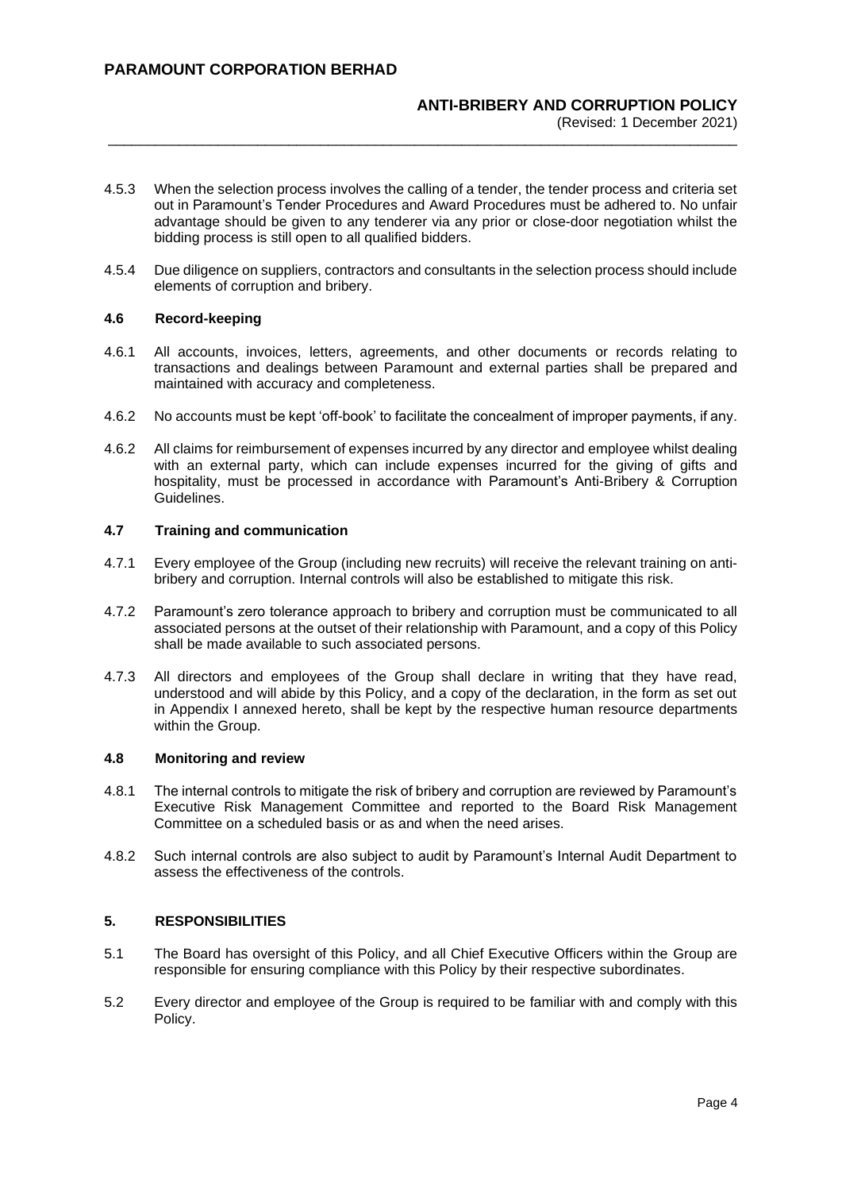4.5.3 When the selection process involves the calling of a tender, the tender process and criteria set out in Paramount's Tender Procedures and Award Procedures must be adhered to. No unfair advantage should be given to any tenderer via any prior or close-door negotiation whilst the bidding process is still open to all qualified bidders.

4.5.4 Due diligence on suppliers, contractors and consultants in the selection process should include elements of corruption and bribery.

#### 4.6 Record-keeping

4.6.1 All accounts, invoices, letters, agreements, and other documents or records relating to transactions and dealings between Paramount and external parties shall be prepared and maintained with accuracy and completeness.

4.6.2 No accounts must be kept 'off-book' to facilitate the concealment of improper payments, if any.

4.6.2 All claims for reimbursement of expenses incurred by any director and employee whilst dealing with an external party, which can include expenses incurred for the giving of gifts and hospitality, must be processed in accordance with Paramount's Anti-Bribery & Corruption Guidelines.

#### 4.7 Training and communication

4.7.1 Every employee of the Group (including new recruits) will receive the relevant training on anti-bribery and corruption. Internal controls will also be established to mitigate this risk.

4.7.2 Paramount's zero tolerance approach to bribery and corruption must be communicated to all associated persons at the outset of their relationship with Paramount, and a copy of this Policy shall be made available to such associated persons.

4.7.3 All directors and employees of the Group shall declare in writing that they have read, understood and will abide by this Policy, and a copy of the declaration, in the form as set out in Appendix I annexed hereto, shall be kept by the respective human resource departments within the Group.

#### 4.8 Monitoring and review

4.8.1 The internal controls to mitigate the risk of bribery and corruption are reviewed by Paramount's Executive Risk Management Committee and reported to the Board Risk Management Committee on a scheduled basis or as and when the need arises.

4.8.2 Such internal controls are also subject to audit by Paramount's Internal Audit Department to assess the effectiveness of the controls.

### 5. RESPONSIBILITIES

5.1 The Board has oversight of this Policy, and all Chief Executive Officers within the Group are responsible for ensuring compliance with this Policy by their respective subordinates.

5.2 Every director and employee of the Group is required to be familiar with and comply with this Policy.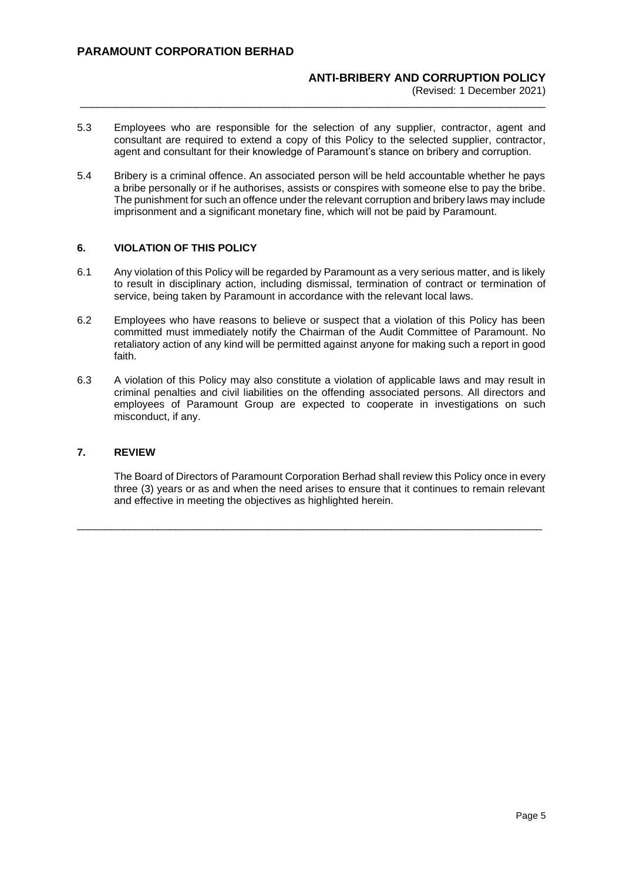5.3 Employees who are responsible for the selection of any supplier, contractor, agent and consultant are required to extend a copy of this Policy to the selected supplier, contractor, agent and consultant for their knowledge of Paramount's stance on bribery and corruption.

5.4 Bribery is a criminal offence. An associated person will be held accountable whether he pays a bribe personally or if he authorises, assists or conspires with someone else to pay the bribe. The punishment for such an offence under the relevant corruption and bribery laws may include imprisonment and a significant monetary fine, which will not be paid by Paramount.

## 6. VIOLATION OF THIS POLICY

6.1 Any violation of this Policy will be regarded by Paramount as a very serious matter, and is likely to result in disciplinary action, including dismissal, termination of contract or termination of service, being taken by Paramount in accordance with the relevant local laws.

6.2 Employees who have reasons to believe or suspect that a violation of this Policy has been committed must immediately notify the Chairman of the Audit Committee of Paramount. No retaliatory action of any kind will be permitted against anyone for making such a report in good faith.

6.3 A violation of this Policy may also constitute a violation of applicable laws and may result in criminal penalties and civil liabilities on the offending associated persons. All directors and employees of Paramount Group are expected to cooperate in investigations on such misconduct, if any.

## 7. REVIEW

The Board of Directors of Paramount Corporation Berhad shall review this Policy once in every three (3) years or as and when the need arises to ensure that it continues to remain relevant and effective in meeting the objectives as highlighted herein.

---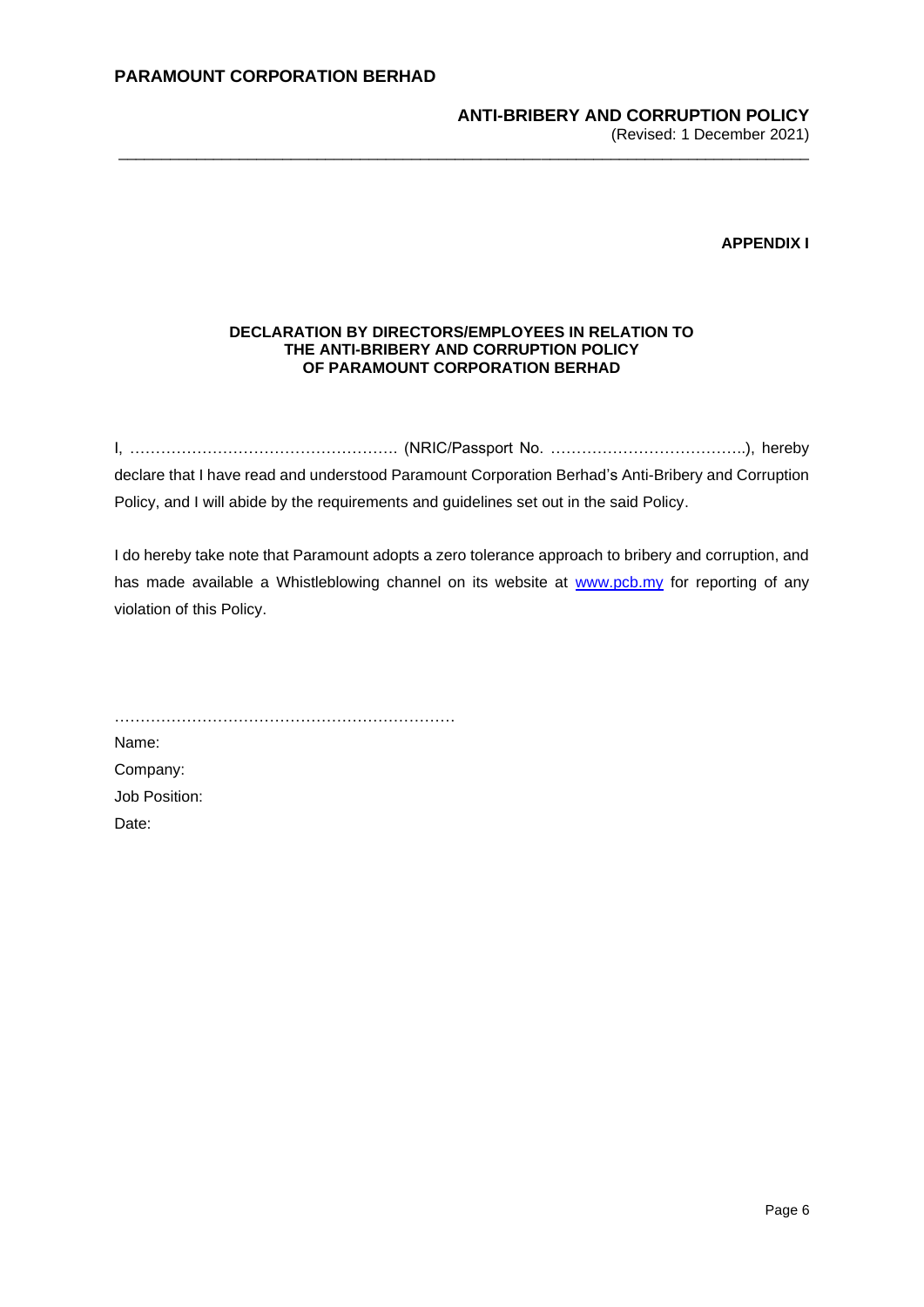**APPENDIX I**

**DECLARATION BY DIRECTORS/EMPLOYEES IN RELATION TO THE ANTI-BRIBERY AND CORRUPTION POLICY OF PARAMOUNT CORPORATION BERHAD**

I, ……………………………………………. (NRIC/Passport No. ………………………………..), hereby declare that I have read and understood Paramount Corporation Berhad's Anti-Bribery and Corruption Policy, and I will abide by the requirements and guidelines set out in the said Policy.

I do hereby take note that Paramount adopts a zero tolerance approach to bribery and corruption, and has made available a Whistleblowing channel on its website at www.pcb.my for reporting of any violation of this Policy.

…………………………………………………………

Name:

Company:

Job Position:

Date: